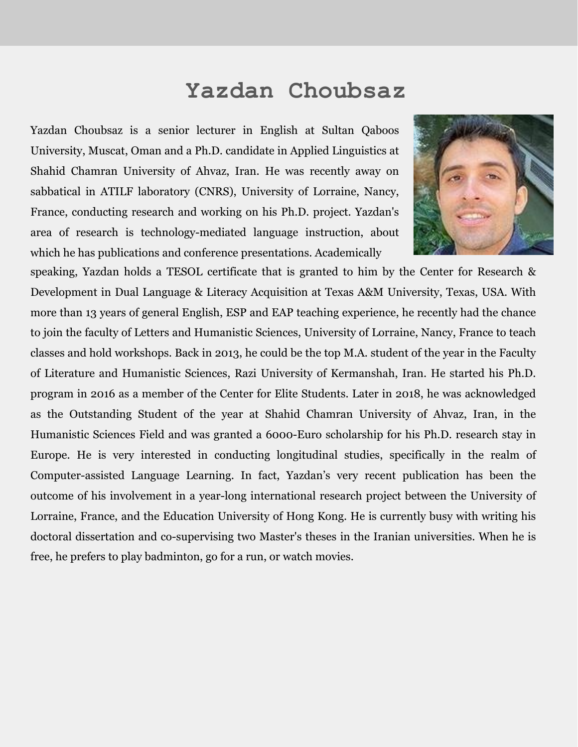# Yazdan Choubsaz

Yazdan Choubsaz is a senior lecturer in English at Sultan Qaboos University, Muscat, Oman and a Ph.D. candidate in Applied Linguistics at Shahid Chamran University of Ahvaz, Iran. He was recently away on sabbatical in ATILF laboratory (CNRS), University of Lorraine, Nancy, France, conducting research and working on his Ph.D. project. Yazdan's area of research is technology-mediated language instruction, about which he has publications and conference presentations. Academically speaking, Yazdan holds a TESOL certificate that is granted to him by the Center for Research & Development in Dual Language & Literacy Acquisition at Texas A&M University, Texas, USA. With more than 13 years of general English, ESP and EAP teaching experience, he recently had the chance to join the faculty of Letters and Humanistic Sciences, University of Lorraine, Nancy, France to teach classes and hold workshops. Back in 2013, he could be the top M.A. student of the year in the Faculty of Literature and Humanistic Sciences, Razi University of Kermanshah, Iran. He started his Ph.D. program in 2016 as a member of the Center for Elite Students. Later in 2018, he was acknowledged as the Outstanding Student of the year at Shahid Chamran University of Ahvaz, Iran, in the Humanistic Sciences Field and was granted a 6000-Euro scholarship for his Ph.D. research stay in Europe. He is very interested in conducting longitudinal studies, specifically in the realm of Computer-assisted Language Learning. In fact, Yazdan's very recent publication has been the outcome of his involvement in a year-long international research project between the University of Lorraine, France, and the Education University of Hong Kong. He is currently busy with writing his doctoral dissertation and co-supervising two Master's theses in the Iranian universities. When he is free, he prefers to play badminton, go for a run, or watch movies.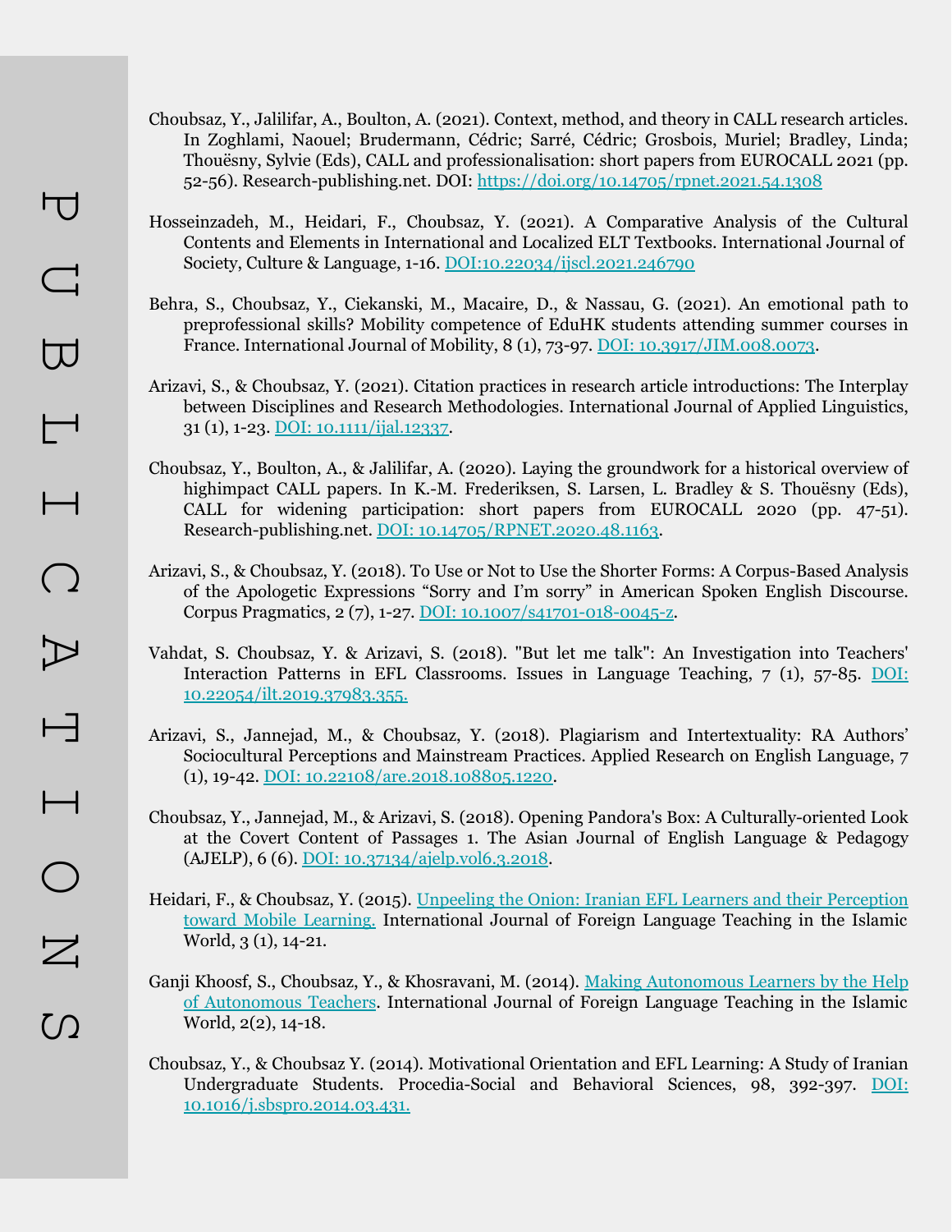# PUBLICATIONS

Choubsaz, Y., Jalilifar, A., Boulton, A. (2021). Context, method, and theory in CALL research articles. In Zoghlami, Naouel; Brudermann, Cédric; Sarré, Cédric; Grosbois, Muriel; Bradley, Linda; Thouësny, Sylvie (Eds), CALL and professionalisation: short papers from EUROCALL 2021 (pp. 52-56). Research-publishing.net. DOI: https://doi.org/10.14705/rpnet.2021.54.1308

Hosseinzadeh, M., Heidari, F., Choubsaz, Y. (2021). A Comparative Analysis of the Cultural Contents and Elements in International and Localized ELT Textbooks. International Journal of Society, Culture & Language, 1-16. DOI:10.22034/ijscl.2021.246790

Behra, S., Choubsaz, Y., Ciekanski, M., Macaire, D., & Nassau, G. (2021). An emotional path to preprofessional skills? Mobility competence of EduHK students attending summer courses in France. International Journal of Mobility, 8 (1), 73-97. DOI: 10.3917/JIM.008.0073.

Arizavi, S., & Choubsaz, Y. (2021). Citation practices in research article introductions: The Interplay between Disciplines and Research Methodologies. International Journal of Applied Linguistics, 31 (1), 1-23. DOI: 10.1111/ijal.12337.

Choubsaz, Y., Boulton, A., & Jalilifar, A. (2020). Laying the groundwork for a historical overview of highimpact CALL papers. In K.-M. Frederiksen, S. Larsen, L. Bradley & S. Thouësny (Eds), CALL for widening participation: short papers from EUROCALL 2020 (pp. 47-51). Research-publishing.net. DOI: 10.14705/RPNET.2020.48.1163.

Arizavi, S., & Choubsaz, Y. (2018). To Use or Not to Use the Shorter Forms: A Corpus-Based Analysis of the Apologetic Expressions “Sorry and I’m sorry” in American Spoken English Discourse. Corpus Pragmatics, 2 (7), 1-27. DOI: 10.1007/s41701-018-0045-z.

Vahdat, S. Choubsaz, Y. & Arizavi, S. (2018). "But let me talk": An Investigation into Teachers' Interaction Patterns in EFL Classrooms. Issues in Language Teaching, 7 (1), 57-85. DOI: 10.22054/ilt.2019.37983.355.

Arizavi, S., Jannejad, M., & Choubsaz, Y. (2018). Plagiarism and Intertextuality: RA Authors’ Sociocultural Perceptions and Mainstream Practices. Applied Research on English Language, 7 (1), 19-42. DOI: 10.22108/are.2018.108805.1220.

Choubsaz, Y., Jannejad, M., & Arizavi, S. (2018). Opening Pandora's Box: A Culturally-oriented Look at the Covert Content of Passages 1. The Asian Journal of English Language & Pedagogy (AJELP), 6 (6). DOI: 10.37134/ajelp.vol6.3.2018.

Heidari, F., & Choubsaz, Y. (2015). Unpeeling the Onion: Iranian EFL Learners and their Perception toward Mobile Learning. International Journal of Foreign Language Teaching in the Islamic World, 3 (1), 14-21.

Ganji Khoosf, S., Choubsaz, Y., & Khosravani, M. (2014). Making Autonomous Learners by the Help of Autonomous Teachers. International Journal of Foreign Language Teaching in the Islamic World, 2(2), 14-18.

Choubsaz, Y., & Choubsaz Y. (2014). Motivational Orientation and EFL Learning: A Study of Iranian Undergraduate Students. Procedia-Social and Behavioral Sciences, 98, 392-397. DOI: 10.1016/j.sbspro.2014.03.431.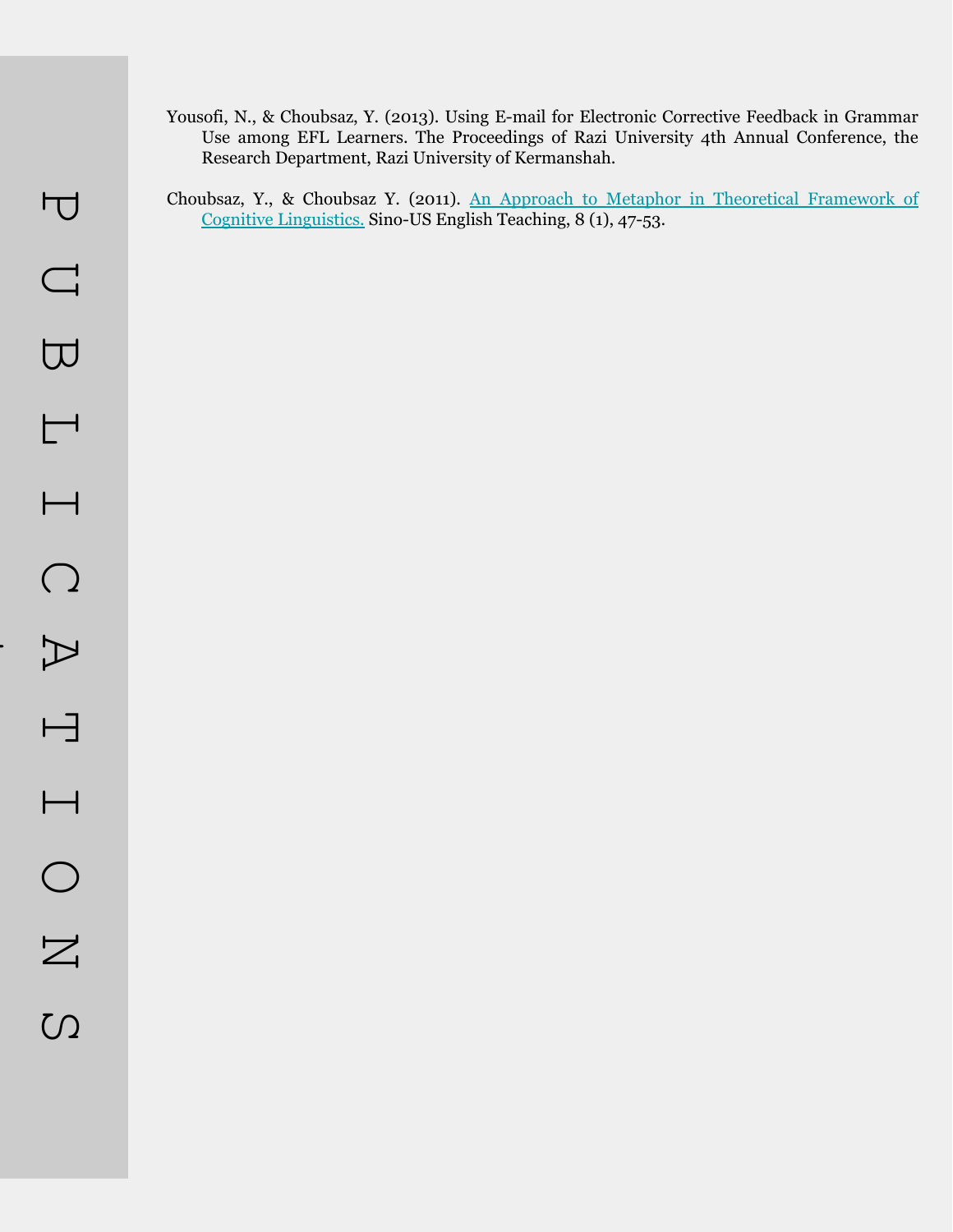# PUBLICATIONS

Yousofi, N., & Choubsaz, Y. (2013). Using E-mail for Electronic Corrective Feedback in Grammar Use among EFL Learners. The Proceedings of Razi University 4th Annual Conference, the Research Department, Razi University of Kermanshah.

Choubsaz, Y., & Choubsaz Y. (2011). An Approach to Metaphor in Theoretical Framework of Cognitive Linguistics. Sino-US English Teaching, 8 (1), 47-53.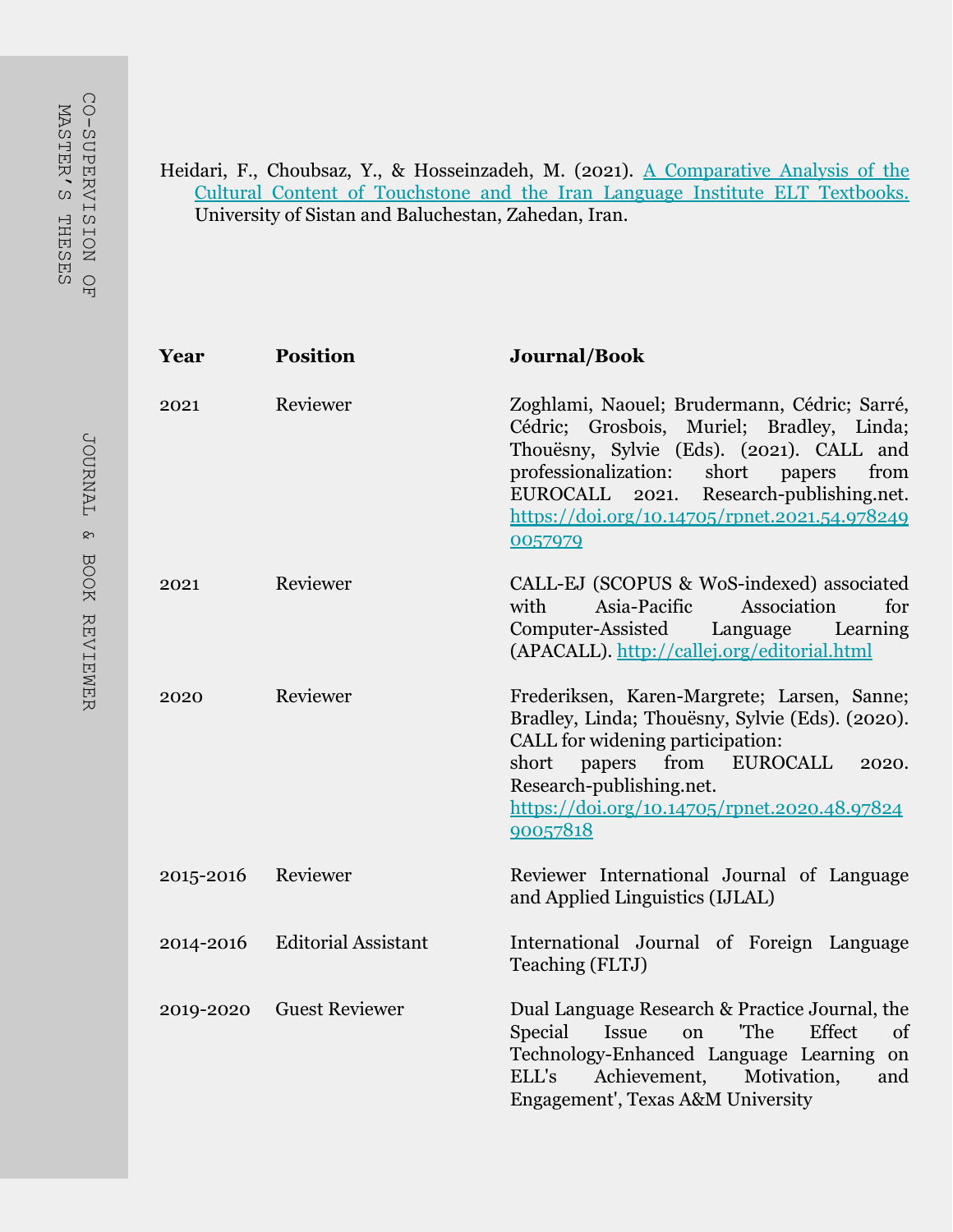## CO-SUPERVISION OF MASTER'S THESES

Heidari, F., Choubsaz, Y., & Hosseinzadeh, M. (2021). A Comparative Analysis of the Cultural Content of Touchstone and the Iran Language Institute ELT Textbooks. University of Sistan and Baluchestan, Zahedan, Iran.

## JOURNAL & BOOK REVIEWER

| Year | Position | Journal/Book |
|---|---|---|
| 2021 | Reviewer | Zoghlami, Naouel; Brudermann, Cédric; Sarré, Cédric; Grosbois, Muriel; Bradley, Linda; Thouësny, Sylvie (Eds). (2021). CALL and professionalization: short papers from EUROCALL 2021. Research-publishing.net. https://doi.org/10.14705/rpnet.2021.54.9782490057979 |
| 2021 | Reviewer | CALL-EJ (SCOPUS & WoS-indexed) associated with Asia-Pacific Association for Computer-Assisted Language Learning (APACALL). http://callej.org/editorial.html |
| 2020 | Reviewer | Frederiksen, Karen-Margrete; Larsen, Sanne; Bradley, Linda; Thouësny, Sylvie (Eds). (2020). CALL for widening participation: short papers from EUROCALL 2020. Research-publishing.net. https://doi.org/10.14705/rpnet.2020.48.9782490057818 |
| 2015-2016 | Reviewer | Reviewer International Journal of Language and Applied Linguistics (IJLAL) |
| 2014-2016 | Editorial Assistant | International Journal of Foreign Language Teaching (FLTJ) |
| 2019-2020 | Guest Reviewer | Dual Language Research & Practice Journal, the Special Issue on 'The Effect of Technology-Enhanced Language Learning on ELL's Achievement, Motivation, and Engagement', Texas A&M University |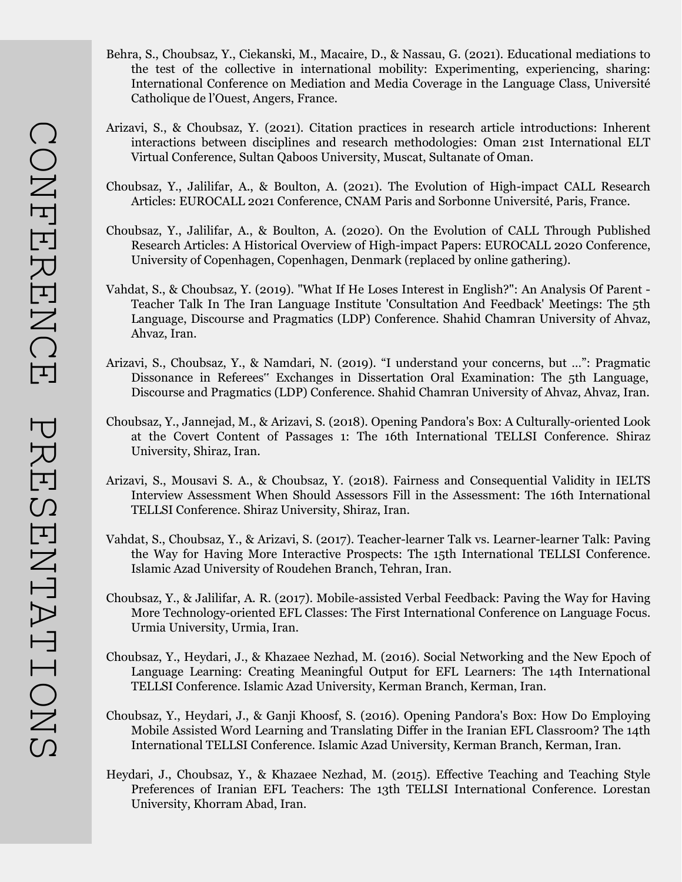# CONFERENCE PRESENTATIONS

Behra, S., Choubsaz, Y., Ciekanski, M., Macaire, D., & Nassau, G. (2021). Educational mediations to the test of the collective in international mobility: Experimenting, experiencing, sharing: International Conference on Mediation and Media Coverage in the Language Class, Université Catholique de l'Ouest, Angers, France.

Arizavi, S., & Choubsaz, Y. (2021). Citation practices in research article introductions: Inherent interactions between disciplines and research methodologies: Oman 21st International ELT Virtual Conference, Sultan Qaboos University, Muscat, Sultanate of Oman.

Choubsaz, Y., Jalilifar, A., & Boulton, A. (2021). The Evolution of High-impact CALL Research Articles: EUROCALL 2021 Conference, CNAM Paris and Sorbonne Université, Paris, France.

Choubsaz, Y., Jalilifar, A., & Boulton, A. (2020). On the Evolution of CALL Through Published Research Articles: A Historical Overview of High-impact Papers: EUROCALL 2020 Conference, University of Copenhagen, Copenhagen, Denmark (replaced by online gathering).

Vahdat, S., & Choubsaz, Y. (2019). "What If He Loses Interest in English?": An Analysis Of Parent - Teacher Talk In The Iran Language Institute 'Consultation And Feedback' Meetings: The 5th Language, Discourse and Pragmatics (LDP) Conference. Shahid Chamran University of Ahvaz, Ahvaz, Iran.

Arizavi, S., Choubsaz, Y., & Namdari, N. (2019). "I understand your concerns, but ...": Pragmatic Dissonance in Referees‟ Exchanges in Dissertation Oral Examination: The 5th Language, Discourse and Pragmatics (LDP) Conference. Shahid Chamran University of Ahvaz, Ahvaz, Iran.

Choubsaz, Y., Jannejad, M., & Arizavi, S. (2018). Opening Pandora's Box: A Culturally-oriented Look at the Covert Content of Passages 1: The 16th International TELLSI Conference. Shiraz University, Shiraz, Iran.

Arizavi, S., Mousavi S. A., & Choubsaz, Y. (2018). Fairness and Consequential Validity in IELTS Interview Assessment When Should Assessors Fill in the Assessment: The 16th International TELLSI Conference. Shiraz University, Shiraz, Iran.

Vahdat, S., Choubsaz, Y., & Arizavi, S. (2017). Teacher-learner Talk vs. Learner-learner Talk: Paving the Way for Having More Interactive Prospects: The 15th International TELLSI Conference. Islamic Azad University of Roudehen Branch, Tehran, Iran.

Choubsaz, Y., & Jalilifar, A. R. (2017). Mobile-assisted Verbal Feedback: Paving the Way for Having More Technology-oriented EFL Classes: The First International Conference on Language Focus. Urmia University, Urmia, Iran.

Choubsaz, Y., Heydari, J., & Khazaee Nezhad, M. (2016). Social Networking and the New Epoch of Language Learning: Creating Meaningful Output for EFL Learners: The 14th International TELLSI Conference. Islamic Azad University, Kerman Branch, Kerman, Iran.

Choubsaz, Y., Heydari, J., & Ganji Khoosf, S. (2016). Opening Pandora's Box: How Do Employing Mobile Assisted Word Learning and Translating Differ in the Iranian EFL Classroom? The 14th International TELLSI Conference. Islamic Azad University, Kerman Branch, Kerman, Iran.

Heydari, J., Choubsaz, Y., & Khazaee Nezhad, M. (2015). Effective Teaching and Teaching Style Preferences of Iranian EFL Teachers: The 13th TELLSI International Conference. Lorestan University, Khorram Abad, Iran.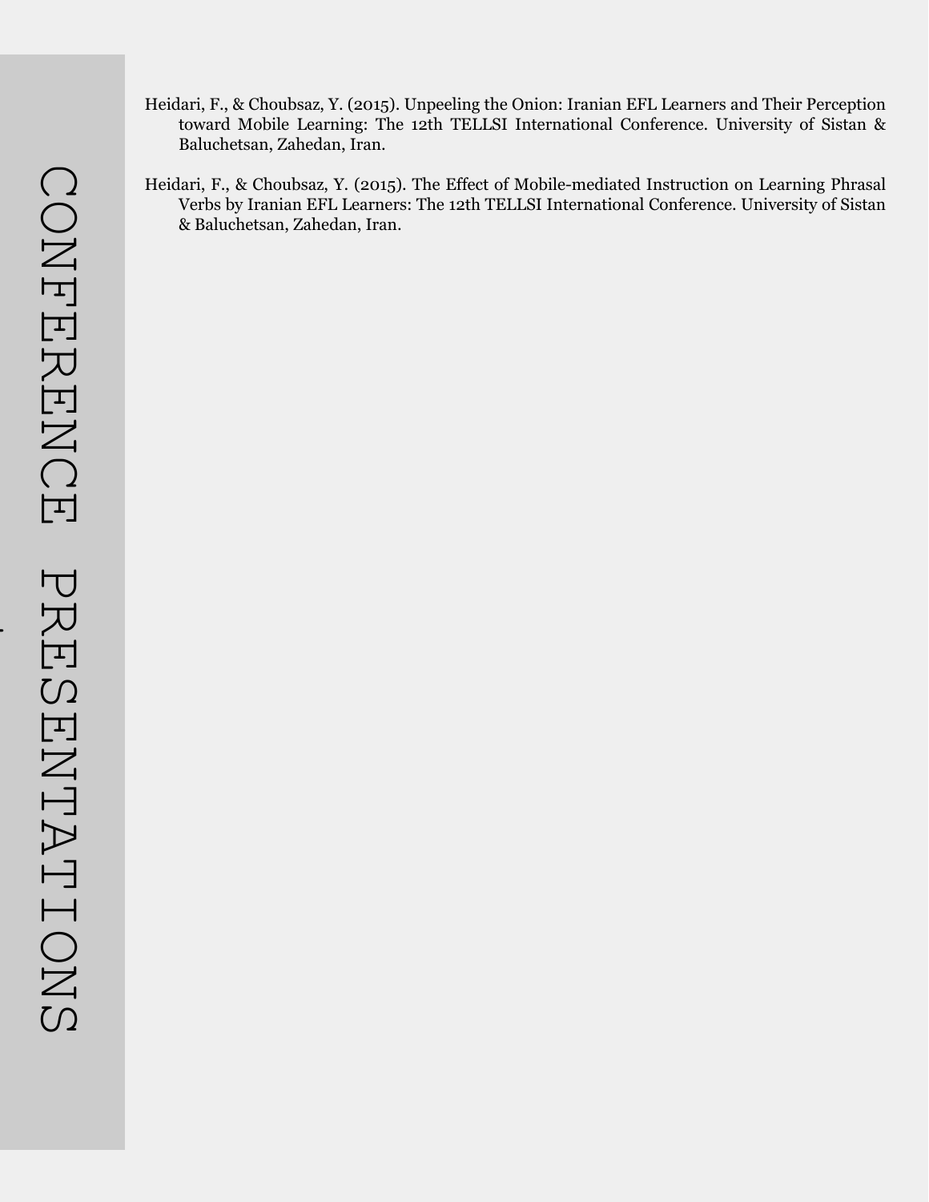# CONFERENCE PRESENTATIONS

Heidari, F., & Choubsaz, Y. (2015). Unpeeling the Onion: Iranian EFL Learners and Their Perception toward Mobile Learning: The 12th TELLSI International Conference. University of Sistan & Baluchetsan, Zahedan, Iran.

Heidari, F., & Choubsaz, Y. (2015). The Effect of Mobile-mediated Instruction on Learning Phrasal Verbs by Iranian EFL Learners: The 12th TELLSI International Conference. University of Sistan & Baluchetsan, Zahedan, Iran.